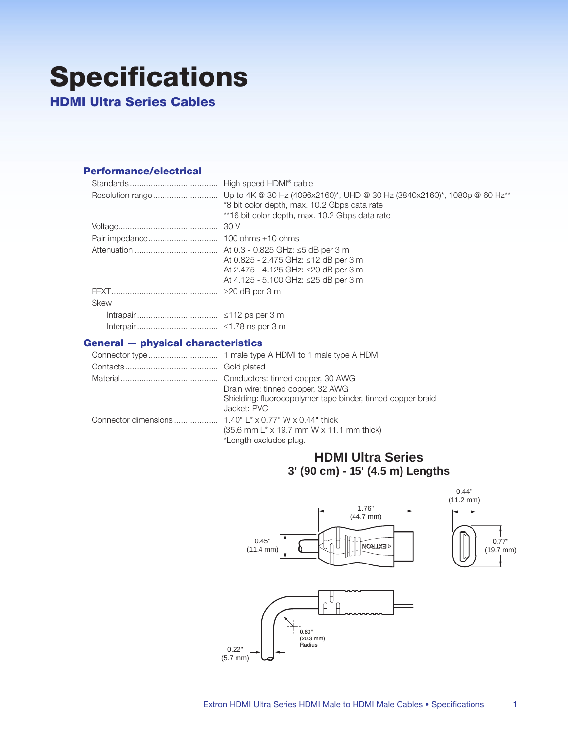# Specifications

## HDMI Ultra Series Cables

### Performance/electrical

| | |
|---|---|
| Standards | High speed HDMI® cable |
| Resolution range | Up to 4K @ 30 Hz (4096x2160)*, UHD @ 30 Hz (3840x2160)*, 1080p @ 60 Hz**<br>*8 bit color depth, max. 10.2 Gbps data rate<br>**16 bit color depth, max. 10.2 Gbps data rate |
| Voltage | 30 V |
| Pair impedance | 100 ohms ±10 ohms |
| Attenuation | At 0.3 - 0.825 GHz: ≤5 dB per 3 m<br>At 0.825 - 2.475 GHz: ≤12 dB per 3 m<br>At 2.475 - 4.125 GHz: ≤20 dB per 3 m<br>At 4.125 - 5.100 GHz: ≤25 dB per 3 m |
| FEXT | ≥20 dB per 3 m |
| Skew | |
| Intrapair | ≤112 ps per 3 m |
| Interpair | ≤1.78 ns per 3 m |

### General — physical characteristics

| | |
|---|---|
| Connector type | 1 male type A HDMI to 1 male type A HDMI |
| Contacts | Gold plated |
| Material | Conductors: tinned copper, 30 AWG<br>Drain wire: tinned copper, 32 AWG<br>Shielding: fluorocopolymer tape binder, tinned copper braid<br>Jacket: PVC |
| Connector dimensions | 1.40" L* x 0.77" W x 0.44" thick<br>(35.6 mm L* x 19.7 mm W x 11.1 mm thick)<br>*Length excludes plug. |

**HDMI Ultra Series**
**3' (90 cm) - 15' (4.5 m) Lengths**

1.76" (44.7 mm)
0.45" (11.4 mm)
0.44" (11.2 mm)
0.77" (19.7 mm)
0.80" (20.3 mm) Radius
0.22" (5.7 mm)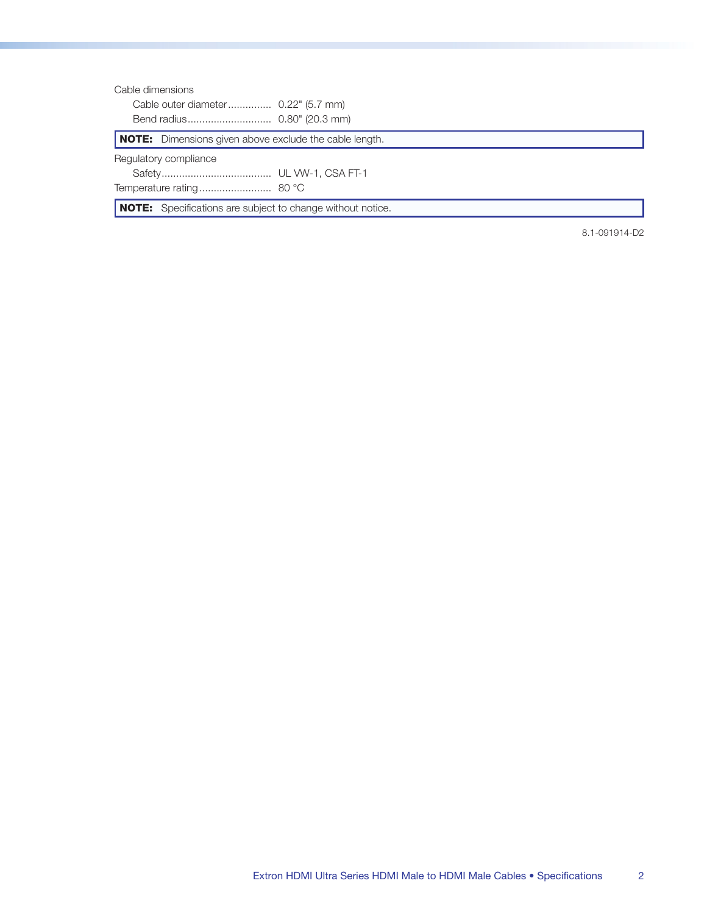Cable dimensions

- Cable outer diameter .............. 0.22" (5.7 mm)
- Bend radius ............................ 0.80" (20.3 mm)

**NOTE:** Dimensions given above exclude the cable length.

Regulatory compliance

- Safety ...................................... UL VW-1, CSA FT-1

Temperature rating ......................... 80 °C

**NOTE:** Specifications are subject to change without notice.

8.1-091914-D2